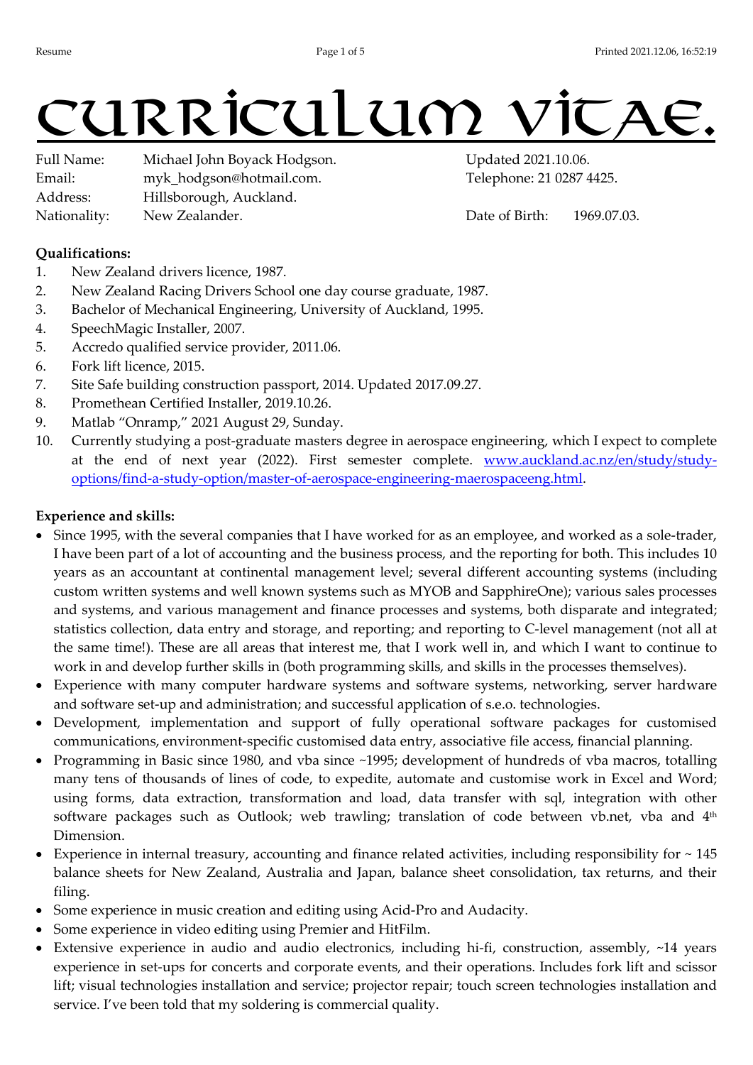# Curriculum Vitae.

Full Name: Michael John Boyack Hodgson.
Email: myk_hodgson@hotmail.com.
Address: Hillsborough, Auckland.
Nationality: New Zealander.

Updated 2021.10.06.
Telephone: 21 0287 4425.
Date of Birth: 1969.07.03.

**Qualifications:**

1. New Zealand drivers licence, 1987.
2. New Zealand Racing Drivers School one day course graduate, 1987.
3. Bachelor of Mechanical Engineering, University of Auckland, 1995.
4. SpeechMagic Installer, 2007.
5. Accredo qualified service provider, 2011.06.
6. Fork lift licence, 2015.
7. Site Safe building construction passport, 2014. Updated 2017.09.27.
8. Promethean Certified Installer, 2019.10.26.
9. Matlab "Onramp," 2021 August 29, Sunday.
10. Currently studying a post-graduate masters degree in aerospace engineering, which I expect to complete at the end of next year (2022). First semester complete. [www.auckland.ac.nz/en/study/study-options/find-a-study-option/master-of-aerospace-engineering-maerospaceeng.html](www.auckland.ac.nz/en/study/study-options/find-a-study-option/master-of-aerospace-engineering-maerospaceeng.html).

**Experience and skills:**

- Since 1995, with the several companies that I have worked for as an employee, and worked as a sole-trader, I have been part of a lot of accounting and the business process, and the reporting for both. This includes 10 years as an accountant at continental management level; several different accounting systems (including custom written systems and well known systems such as MYOB and SapphireOne); various sales processes and systems, and various management and finance processes and systems, both disparate and integrated; statistics collection, data entry and storage, and reporting; and reporting to C-level management (not all at the same time!). These are all areas that interest me, that I work well in, and which I want to continue to work in and develop further skills in (both programming skills, and skills in the processes themselves).
- Experience with many computer hardware systems and software systems, networking, server hardware and software set-up and administration; and successful application of s.e.o. technologies.
- Development, implementation and support of fully operational software packages for customised communications, environment-specific customised data entry, associative file access, financial planning.
- Programming in Basic since 1980, and vba since ~1995; development of hundreds of vba macros, totalling many tens of thousands of lines of code, to expedite, automate and customise work in Excel and Word; using forms, data extraction, transformation and load, data transfer with sql, integration with other software packages such as Outlook; web trawling; translation of code between vb.net, vba and 4th Dimension.
- Experience in internal treasury, accounting and finance related activities, including responsibility for ~ 145 balance sheets for New Zealand, Australia and Japan, balance sheet consolidation, tax returns, and their filing.
- Some experience in music creation and editing using Acid-Pro and Audacity.
- Some experience in video editing using Premier and HitFilm.
- Extensive experience in audio and audio electronics, including hi-fi, construction, assembly, ~14 years experience in set-ups for concerts and corporate events, and their operations. Includes fork lift and scissor lift; visual technologies installation and service; projector repair; touch screen technologies installation and service. I've been told that my soldering is commercial quality.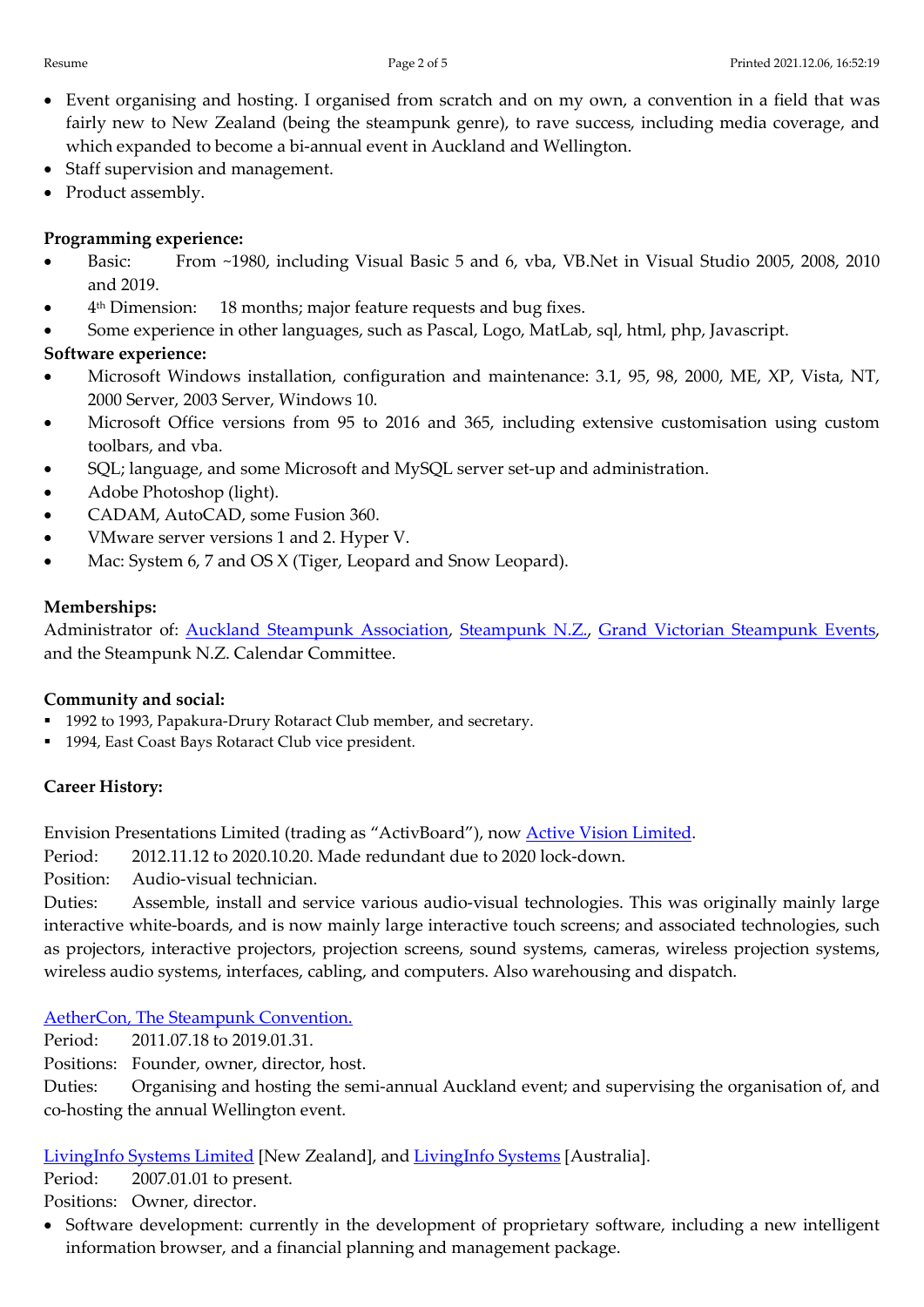- Event organising and hosting. I organised from scratch and on my own, a convention in a field that was fairly new to New Zealand (being the steampunk genre), to rave success, including media coverage, and which expanded to become a bi-annual event in Auckland and Wellington.
- Staff supervision and management.
- Product assembly.

**Programming experience:**

- Basic: From ~1980, including Visual Basic 5 and 6, vba, VB.Net in Visual Studio 2005, 2008, 2010 and 2019.
- 4th Dimension: 18 months; major feature requests and bug fixes.
- Some experience in other languages, such as Pascal, Logo, MatLab, sql, html, php, Javascript.

**Software experience:**

- Microsoft Windows installation, configuration and maintenance: 3.1, 95, 98, 2000, ME, XP, Vista, NT, 2000 Server, 2003 Server, Windows 10.
- Microsoft Office versions from 95 to 2016 and 365, including extensive customisation using custom toolbars, and vba.
- SQL; language, and some Microsoft and MySQL server set-up and administration.
- Adobe Photoshop (light).
- CADAM, AutoCAD, some Fusion 360.
- VMware server versions 1 and 2. Hyper V.
- Mac: System 6, 7 and OS X (Tiger, Leopard and Snow Leopard).

**Memberships:**

Administrator of: Auckland Steampunk Association, Steampunk N.Z., Grand Victorian Steampunk Events, and the Steampunk N.Z. Calendar Committee.

**Community and social:**

- 1992 to 1993, Papakura-Drury Rotaract Club member, and secretary.
- 1994, East Coast Bays Rotaract Club vice president.

**Career History:**

Envision Presentations Limited (trading as "ActivBoard"), now Active Vision Limited.
Period: 2012.11.12 to 2020.10.20. Made redundant due to 2020 lock-down.
Position: Audio-visual technician.
Duties: Assemble, install and service various audio-visual technologies. This was originally mainly large interactive white-boards, and is now mainly large interactive touch screens; and associated technologies, such as projectors, interactive projectors, projection screens, sound systems, cameras, wireless projection systems, wireless audio systems, interfaces, cabling, and computers. Also warehousing and dispatch.

AetherCon, The Steampunk Convention.
Period: 2011.07.18 to 2019.01.31.
Positions: Founder, owner, director, host.
Duties: Organising and hosting the semi-annual Auckland event; and supervising the organisation of, and co-hosting the annual Wellington event.

LivingInfo Systems Limited [New Zealand], and LivingInfo Systems [Australia].
Period: 2007.01.01 to present.
Positions: Owner, director.

- Software development: currently in the development of proprietary software, including a new intelligent information browser, and a financial planning and management package.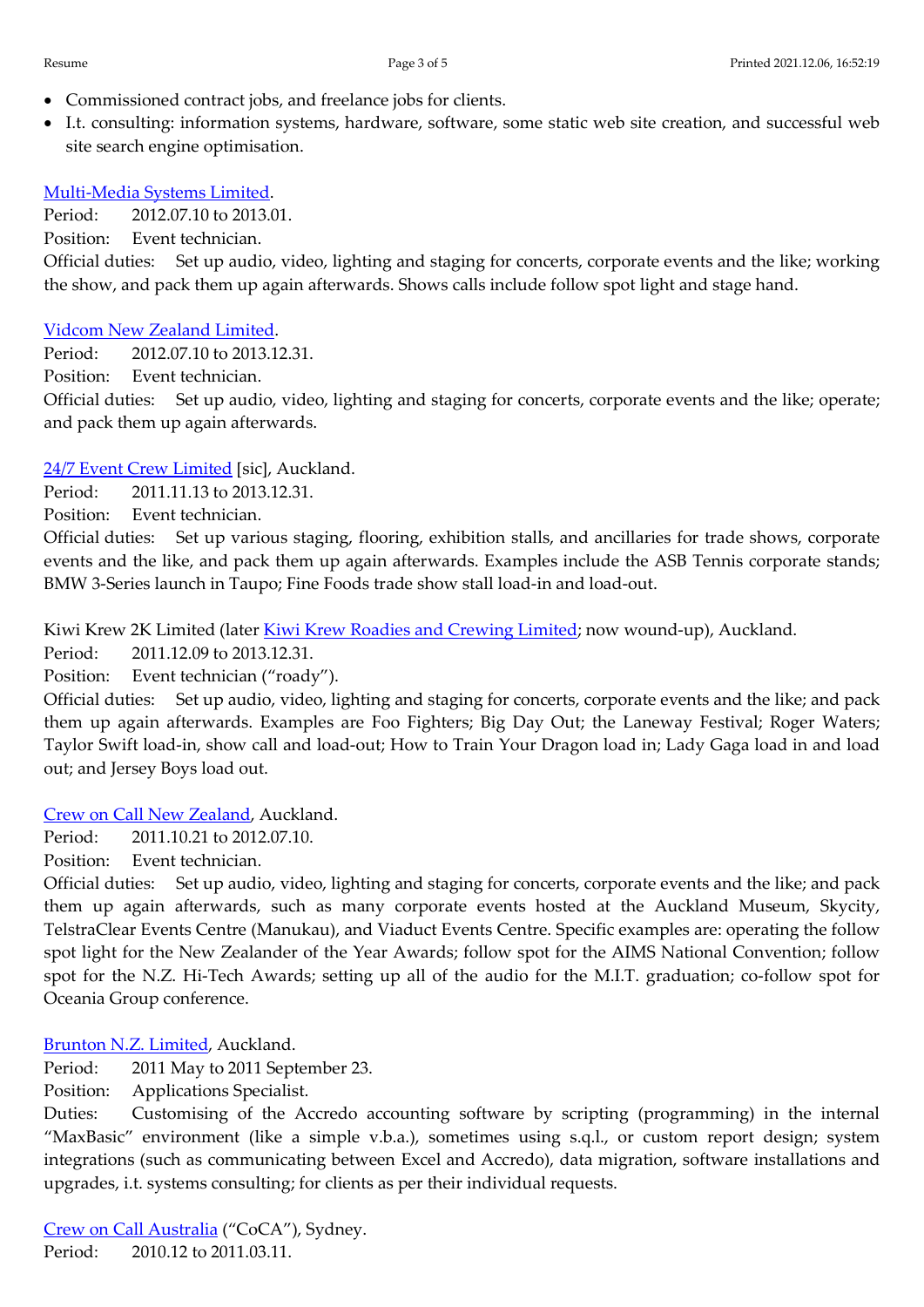- Commissioned contract jobs, and freelance jobs for clients.
- I.t. consulting: information systems, hardware, software, some static web site creation, and successful web site search engine optimisation.

Multi-Media Systems Limited.
Period: 2012.07.10 to 2013.01.
Position: Event technician.
Official duties: Set up audio, video, lighting and staging for concerts, corporate events and the like; working the show, and pack them up again afterwards. Shows calls include follow spot light and stage hand.

Vidcom New Zealand Limited.
Period: 2012.07.10 to 2013.12.31.
Position: Event technician.
Official duties: Set up audio, video, lighting and staging for concerts, corporate events and the like; operate; and pack them up again afterwards.

24/7 Event Crew Limited [sic], Auckland.
Period: 2011.11.13 to 2013.12.31.
Position: Event technician.
Official duties: Set up various staging, flooring, exhibition stalls, and ancillaries for trade shows, corporate events and the like, and pack them up again afterwards. Examples include the ASB Tennis corporate stands; BMW 3-Series launch in Taupo; Fine Foods trade show stall load-in and load-out.

Kiwi Krew 2K Limited (later Kiwi Krew Roadies and Crewing Limited; now wound-up), Auckland.
Period: 2011.12.09 to 2013.12.31.
Position: Event technician ("roady").
Official duties: Set up audio, video, lighting and staging for concerts, corporate events and the like; and pack them up again afterwards. Examples are Foo Fighters; Big Day Out; the Laneway Festival; Roger Waters; Taylor Swift load-in, show call and load-out; How to Train Your Dragon load in; Lady Gaga load in and load out; and Jersey Boys load out.

Crew on Call New Zealand, Auckland.
Period: 2011.10.21 to 2012.07.10.
Position: Event technician.
Official duties: Set up audio, video, lighting and staging for concerts, corporate events and the like; and pack them up again afterwards, such as many corporate events hosted at the Auckland Museum, Skycity, TelstraClear Events Centre (Manukau), and Viaduct Events Centre. Specific examples are: operating the follow spot light for the New Zealander of the Year Awards; follow spot for the AIMS National Convention; follow spot for the N.Z. Hi-Tech Awards; setting up all of the audio for the M.I.T. graduation; co-follow spot for Oceania Group conference.

Brunton N.Z. Limited, Auckland.
Period: 2011 May to 2011 September 23.
Position: Applications Specialist.
Duties: Customising of the Accredo accounting software by scripting (programming) in the internal "MaxBasic" environment (like a simple v.b.a.), sometimes using s.q.l., or custom report design; system integrations (such as communicating between Excel and Accredo), data migration, software installations and upgrades, i.t. systems consulting; for clients as per their individual requests.

Crew on Call Australia ("CoCA"), Sydney.
Period: 2010.12 to 2011.03.11.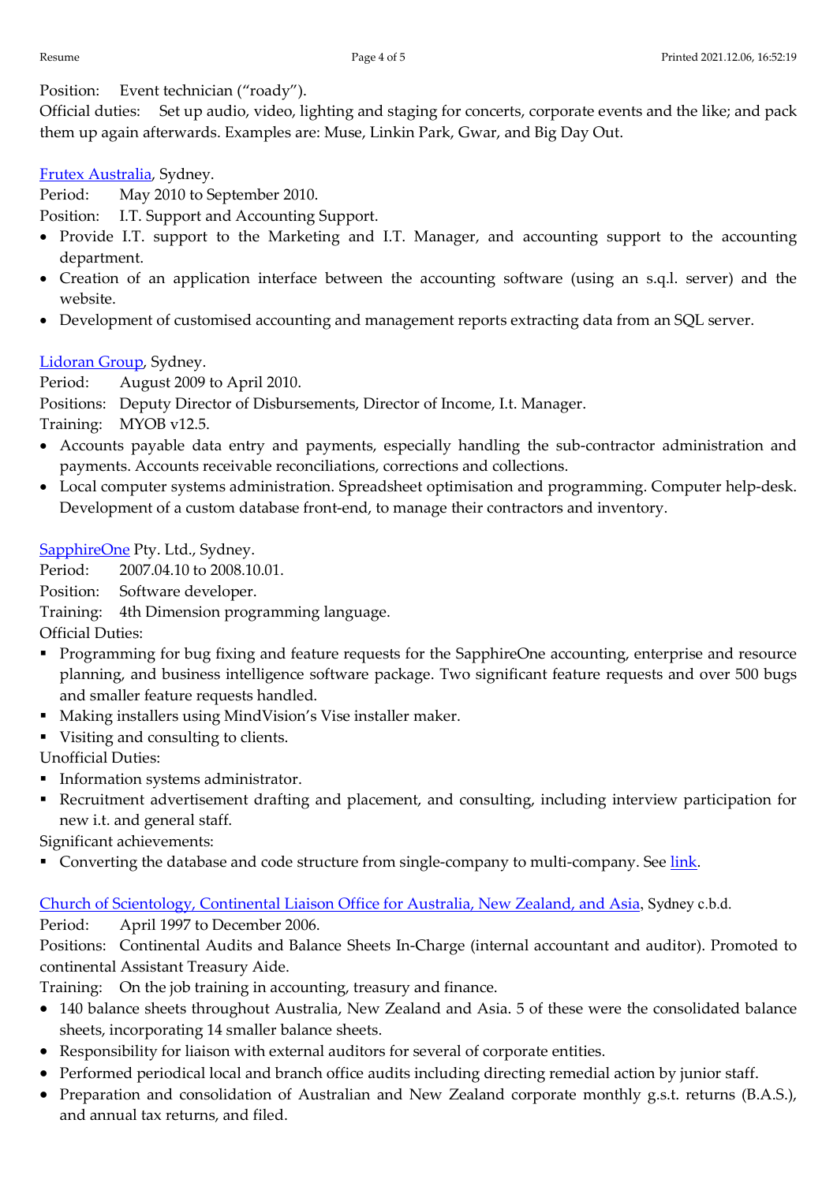Position: Event technician ("roady").

Official duties: Set up audio, video, lighting and staging for concerts, corporate events and the like; and pack them up again afterwards. Examples are: Muse, Linkin Park, Gwar, and Big Day Out.

[Frutex Australia](), Sydney.

Period: May 2010 to September 2010.

Position: I.T. Support and Accounting Support.

- Provide I.T. support to the Marketing and I.T. Manager, and accounting support to the accounting department.
- Creation of an application interface between the accounting software (using an s.q.l. server) and the website.
- Development of customised accounting and management reports extracting data from an SQL server.

[Lidoran Group](), Sydney.

Period: August 2009 to April 2010.

Positions: Deputy Director of Disbursements, Director of Income, I.t. Manager.

Training: MYOB v12.5.

- Accounts payable data entry and payments, especially handling the sub-contractor administration and payments. Accounts receivable reconciliations, corrections and collections.
- Local computer systems administration. Spreadsheet optimisation and programming. Computer help-desk. Development of a custom database front-end, to manage their contractors and inventory.

[SapphireOne]() Pty. Ltd., Sydney.

Period: 2007.04.10 to 2008.10.01.

Position: Software developer.

Training: 4th Dimension programming language.

Official Duties:

- Programming for bug fixing and feature requests for the SapphireOne accounting, enterprise and resource planning, and business intelligence software package. Two significant feature requests and over 500 bugs and smaller feature requests handled.
- Making installers using MindVision's Vise installer maker.
- Visiting and consulting to clients.

Unofficial Duties:

- Information systems administrator.
- Recruitment advertisement drafting and placement, and consulting, including interview participation for new i.t. and general staff.

Significant achievements:

- Converting the database and code structure from single-company to multi-company. See [link]().

[Church of Scientology, Continental Liaison Office for Australia, New Zealand, and Asia](), Sydney c.b.d.

Period: April 1997 to December 2006.

Positions: Continental Audits and Balance Sheets In-Charge (internal accountant and auditor). Promoted to continental Assistant Treasury Aide.

Training: On the job training in accounting, treasury and finance.

- 140 balance sheets throughout Australia, New Zealand and Asia. 5 of these were the consolidated balance sheets, incorporating 14 smaller balance sheets.
- Responsibility for liaison with external auditors for several of corporate entities.
- Performed periodical local and branch office audits including directing remedial action by junior staff.
- Preparation and consolidation of Australian and New Zealand corporate monthly g.s.t. returns (B.A.S.), and annual tax returns, and filed.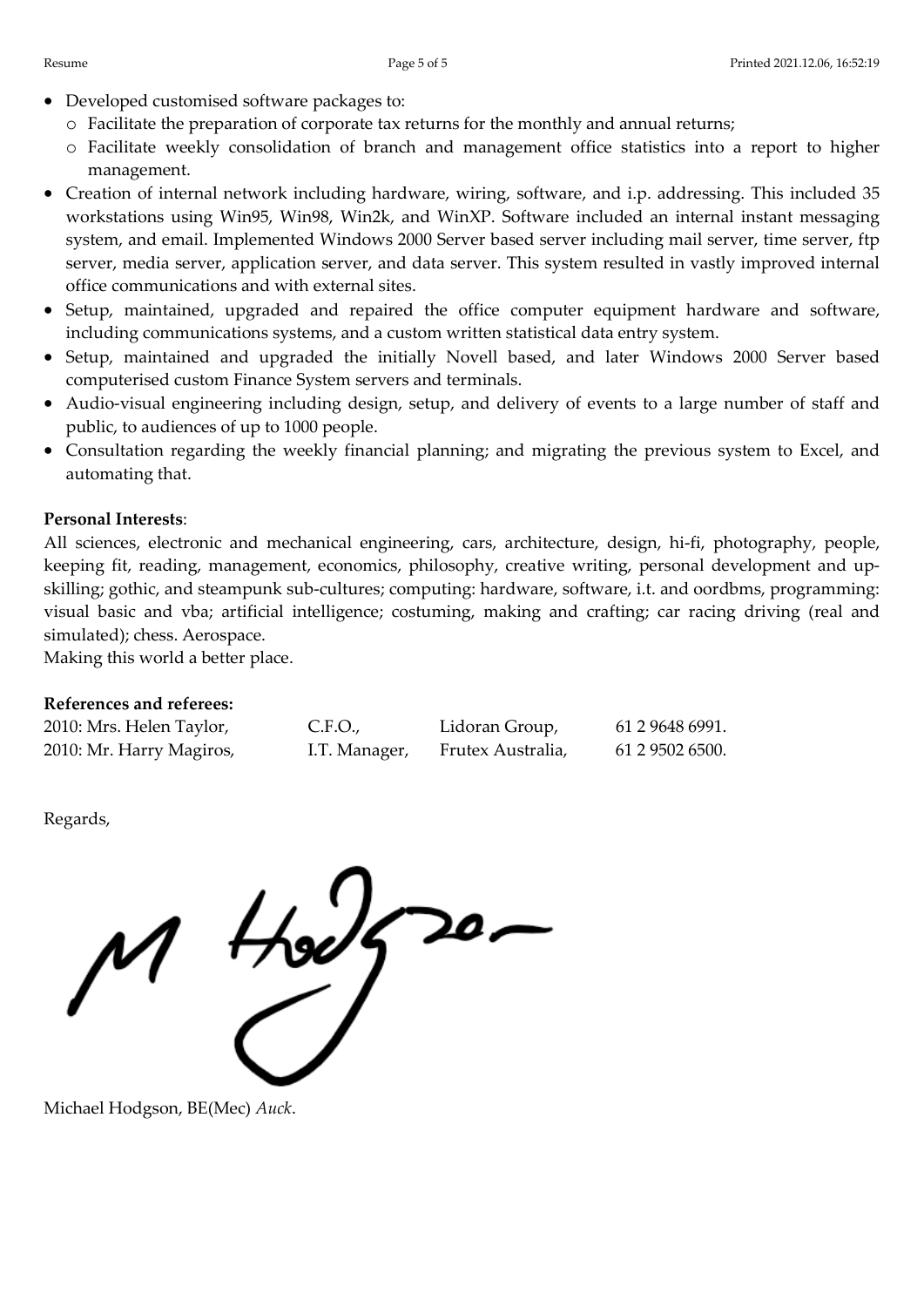- Developed customised software packages to:
  - Facilitate the preparation of corporate tax returns for the monthly and annual returns;
  - Facilitate weekly consolidation of branch and management office statistics into a report to higher management.
- Creation of internal network including hardware, wiring, software, and i.p. addressing. This included 35 workstations using Win95, Win98, Win2k, and WinXP. Software included an internal instant messaging system, and email. Implemented Windows 2000 Server based server including mail server, time server, ftp server, media server, application server, and data server. This system resulted in vastly improved internal office communications and with external sites.
- Setup, maintained, upgraded and repaired the office computer equipment hardware and software, including communications systems, and a custom written statistical data entry system.
- Setup, maintained and upgraded the initially Novell based, and later Windows 2000 Server based computerised custom Finance System servers and terminals.
- Audio-visual engineering including design, setup, and delivery of events to a large number of staff and public, to audiences of up to 1000 people.
- Consultation regarding the weekly financial planning; and migrating the previous system to Excel, and automating that.

**Personal Interests**:

All sciences, electronic and mechanical engineering, cars, architecture, design, hi-fi, photography, people, keeping fit, reading, management, economics, philosophy, creative writing, personal development and up-skilling; gothic, and steampunk sub-cultures; computing: hardware, software, i.t. and oordbms, programming: visual basic and vba; artificial intelligence; costuming, making and crafting; car racing driving (real and simulated); chess. Aerospace.
Making this world a better place.

**References and referees:**

| | | | |
|---|---|---|---|
| 2010: Mrs. Helen Taylor, | C.F.O., | Lidoran Group, | 61 2 9648 6991. |
| 2010: Mr. Harry Magiros, | I.T. Manager, | Frutex Australia, | 61 2 9502 6500. |

Regards,

Michael Hodgson, BE(Mec) *Auck*.